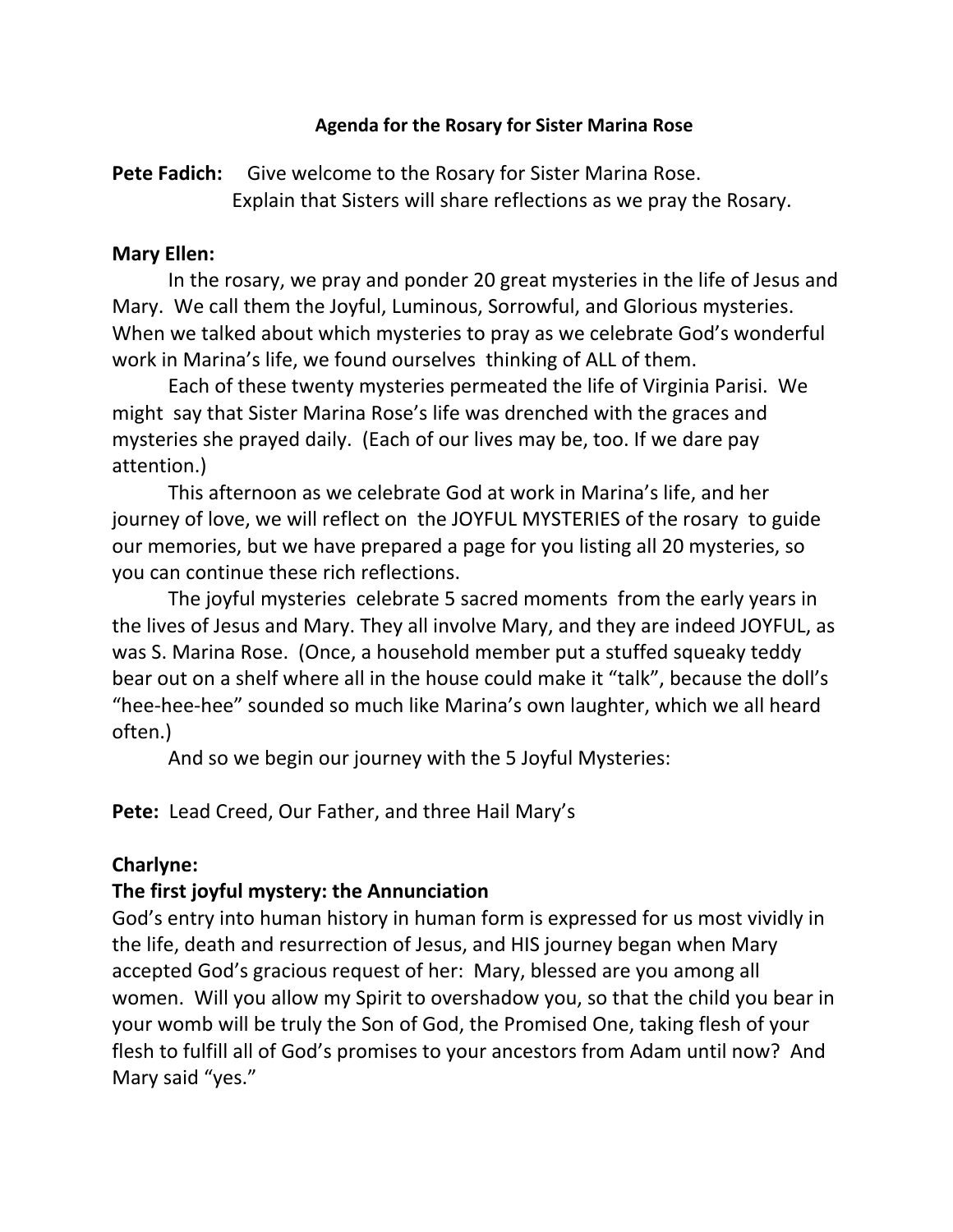### Agenda for the Rosary for Sister Marina Rose

**Pete Fadich:** Give welcome to the Rosary for Sister Marina Rose.
Explain that Sisters will share reflections as we pray the Rosary.

**Mary Ellen:**

In the rosary, we pray and ponder 20 great mysteries in the life of Jesus and Mary. We call them the Joyful, Luminous, Sorrowful, and Glorious mysteries. When we talked about which mysteries to pray as we celebrate God's wonderful work in Marina's life, we found ourselves thinking of ALL of them.

Each of these twenty mysteries permeated the life of Virginia Parisi. We might say that Sister Marina Rose's life was drenched with the graces and mysteries she prayed daily. (Each of our lives may be, too. If we dare pay attention.)

This afternoon as we celebrate God at work in Marina's life, and her journey of love, we will reflect on the JOYFUL MYSTERIES of the rosary to guide our memories, but we have prepared a page for you listing all 20 mysteries, so you can continue these rich reflections.

The joyful mysteries celebrate 5 sacred moments from the early years in the lives of Jesus and Mary. They all involve Mary, and they are indeed JOYFUL, as was S. Marina Rose. (Once, a household member put a stuffed squeaky teddy bear out on a shelf where all in the house could make it "talk", because the doll's "hee-hee-hee" sounded so much like Marina's own laughter, which we all heard often.)

And so we begin our journey with the 5 Joyful Mysteries:

**Pete:** Lead Creed, Our Father, and three Hail Mary's

**Charlyne:**

**The first joyful mystery: the Annunciation**

God's entry into human history in human form is expressed for us most vividly in the life, death and resurrection of Jesus, and HIS journey began when Mary accepted God's gracious request of her: Mary, blessed are you among all women. Will you allow my Spirit to overshadow you, so that the child you bear in your womb will be truly the Son of God, the Promised One, taking flesh of your flesh to fulfill all of God's promises to your ancestors from Adam until now? And Mary said "yes."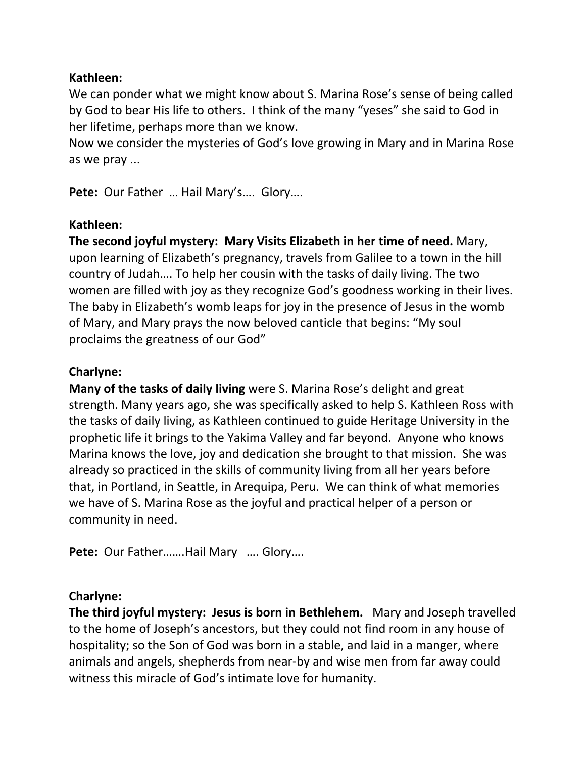**Kathleen:**
We can ponder what we might know about S. Marina Rose's sense of being called by God to bear His life to others. I think of the many "yeses" she said to God in her lifetime, perhaps more than we know.
Now we consider the mysteries of God's love growing in Mary and in Marina Rose as we pray ...

**Pete:** Our Father … Hail Mary's…. Glory….

**Kathleen:**
**The second joyful mystery: Mary Visits Elizabeth in her time of need.** Mary, upon learning of Elizabeth's pregnancy, travels from Galilee to a town in the hill country of Judah…. To help her cousin with the tasks of daily living. The two women are filled with joy as they recognize God's goodness working in their lives. The baby in Elizabeth's womb leaps for joy in the presence of Jesus in the womb of Mary, and Mary prays the now beloved canticle that begins: "My soul proclaims the greatness of our God"

**Charlyne:**
**Many of the tasks of daily living** were S. Marina Rose's delight and great strength. Many years ago, she was specifically asked to help S. Kathleen Ross with the tasks of daily living, as Kathleen continued to guide Heritage University in the prophetic life it brings to the Yakima Valley and far beyond. Anyone who knows Marina knows the love, joy and dedication she brought to that mission. She was already so practiced in the skills of community living from all her years before that, in Portland, in Seattle, in Arequipa, Peru. We can think of what memories we have of S. Marina Rose as the joyful and practical helper of a person or community in need.

**Pete:** Our Father…….Hail Mary …. Glory….

**Charlyne:**
**The third joyful mystery: Jesus is born in Bethlehem.** Mary and Joseph travelled to the home of Joseph's ancestors, but they could not find room in any house of hospitality; so the Son of God was born in a stable, and laid in a manger, where animals and angels, shepherds from near-by and wise men from far away could witness this miracle of God's intimate love for humanity.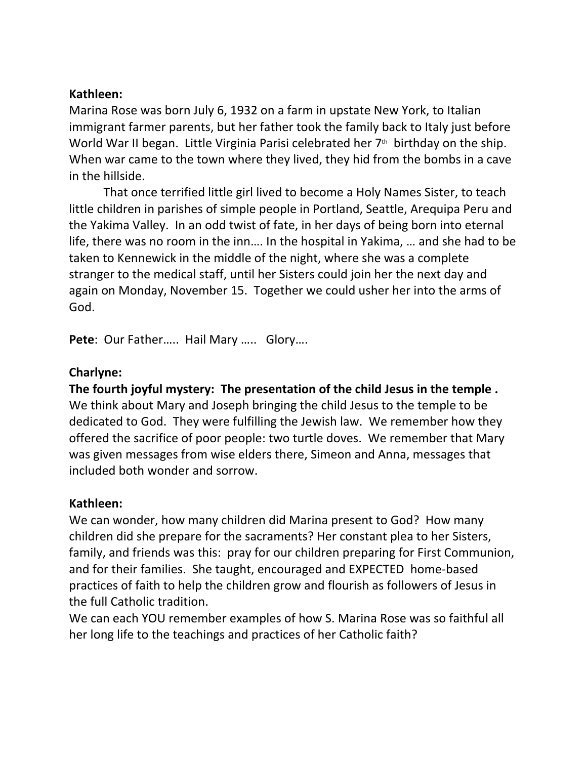**Kathleen:**
Marina Rose was born July 6, 1932 on a farm in upstate New York, to Italian immigrant farmer parents, but her father took the family back to Italy just before World War II began. Little Virginia Parisi celebrated her 7th birthday on the ship. When war came to the town where they lived, they hid from the bombs in a cave in the hillside.

That once terrified little girl lived to become a Holy Names Sister, to teach little children in parishes of simple people in Portland, Seattle, Arequipa Peru and the Yakima Valley. In an odd twist of fate, in her days of being born into eternal life, there was no room in the inn…. In the hospital in Yakima, … and she had to be taken to Kennewick in the middle of the night, where she was a complete stranger to the medical staff, until her Sisters could join her the next day and again on Monday, November 15. Together we could usher her into the arms of God.

**Pete**: Our Father….. Hail Mary ….. Glory….

**Charlyne:**
**The fourth joyful mystery: The presentation of the child Jesus in the temple .**
We think about Mary and Joseph bringing the child Jesus to the temple to be dedicated to God. They were fulfilling the Jewish law. We remember how they offered the sacrifice of poor people: two turtle doves. We remember that Mary was given messages from wise elders there, Simeon and Anna, messages that included both wonder and sorrow.

**Kathleen:**
We can wonder, how many children did Marina present to God? How many children did she prepare for the sacraments? Her constant plea to her Sisters, family, and friends was this: pray for our children preparing for First Communion, and for their families. She taught, encouraged and EXPECTED home-based practices of faith to help the children grow and flourish as followers of Jesus in the full Catholic tradition.
We can each YOU remember examples of how S. Marina Rose was so faithful all her long life to the teachings and practices of her Catholic faith?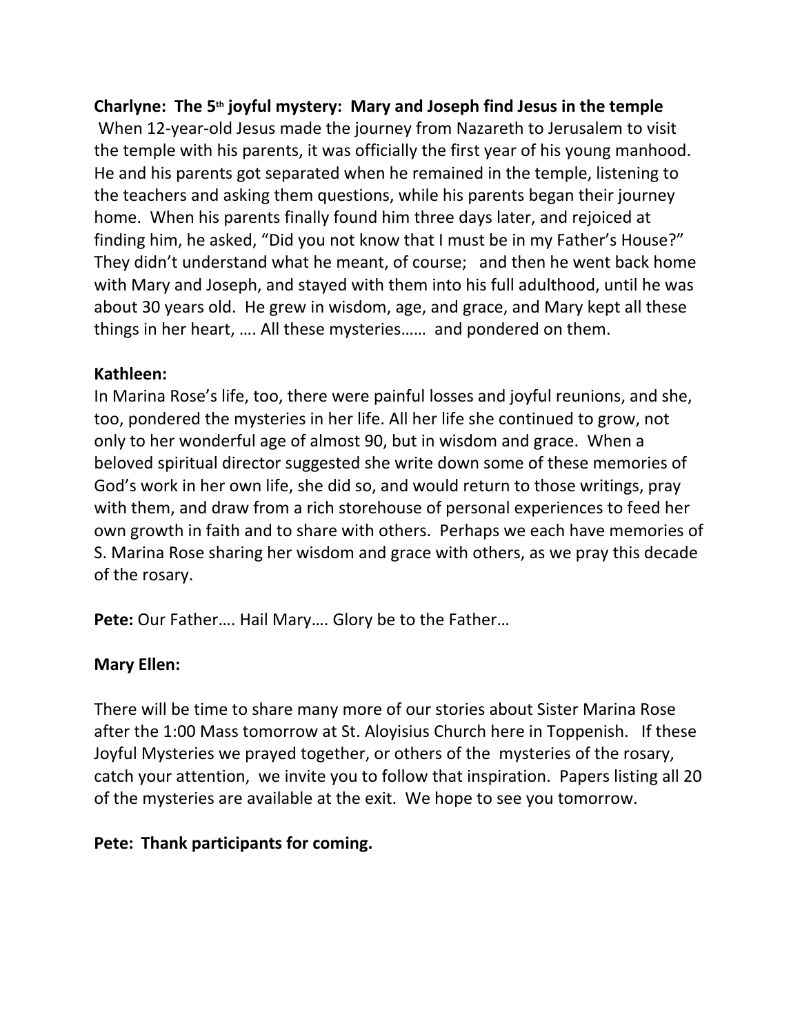**Charlyne: The 5th joyful mystery: Mary and Joseph find Jesus in the temple**
When 12-year-old Jesus made the journey from Nazareth to Jerusalem to visit the temple with his parents, it was officially the first year of his young manhood. He and his parents got separated when he remained in the temple, listening to the teachers and asking them questions, while his parents began their journey home. When his parents finally found him three days later, and rejoiced at finding him, he asked, "Did you not know that I must be in my Father's House?" They didn't understand what he meant, of course; and then he went back home with Mary and Joseph, and stayed with them into his full adulthood, until he was about 30 years old. He grew in wisdom, age, and grace, and Mary kept all these things in her heart, …. All these mysteries…… and pondered on them.

**Kathleen:**
In Marina Rose's life, too, there were painful losses and joyful reunions, and she, too, pondered the mysteries in her life. All her life she continued to grow, not only to her wonderful age of almost 90, but in wisdom and grace. When a beloved spiritual director suggested she write down some of these memories of God's work in her own life, she did so, and would return to those writings, pray with them, and draw from a rich storehouse of personal experiences to feed her own growth in faith and to share with others. Perhaps we each have memories of S. Marina Rose sharing her wisdom and grace with others, as we pray this decade of the rosary.

**Pete:** Our Father…. Hail Mary…. Glory be to the Father…

**Mary Ellen:**

There will be time to share many more of our stories about Sister Marina Rose after the 1:00 Mass tomorrow at St. Aloyisius Church here in Toppenish. If these Joyful Mysteries we prayed together, or others of the mysteries of the rosary, catch your attention, we invite you to follow that inspiration. Papers listing all 20 of the mysteries are available at the exit. We hope to see you tomorrow.

**Pete: Thank participants for coming.**